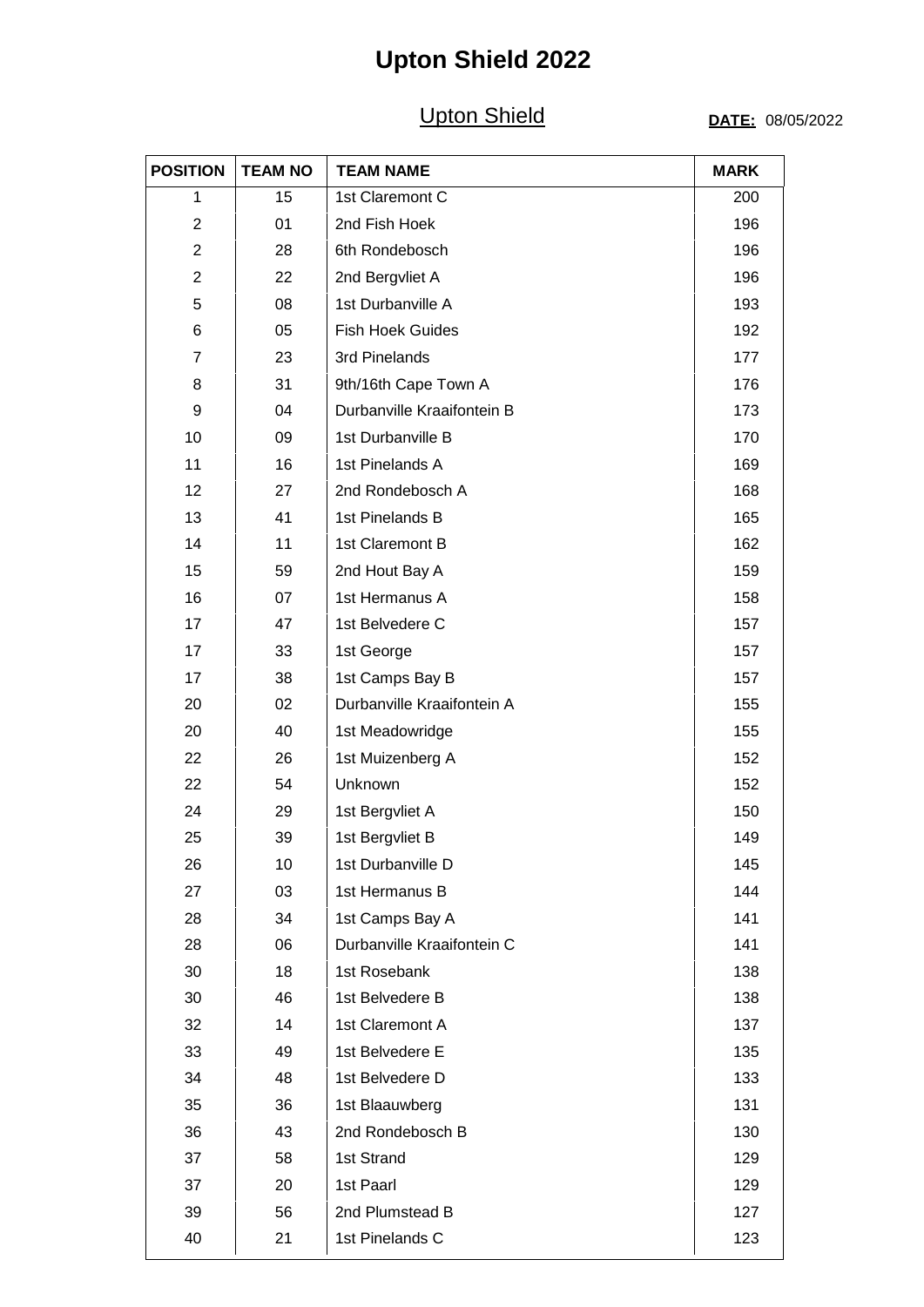# Upton Shield 2022

## Upton Shield

**DATE:** 08/05/2022

| POSITION | TEAM NO | TEAM NAME | MARK |
|---|---|---|---|
| 1 | 15 | 1st Claremont C | 200 |
| 2 | 01 | 2nd Fish Hoek | 196 |
| 2 | 28 | 6th Rondebosch | 196 |
| 2 | 22 | 2nd Bergvliet A | 196 |
| 5 | 08 | 1st Durbanville A | 193 |
| 6 | 05 | Fish Hoek Guides | 192 |
| 7 | 23 | 3rd Pinelands | 177 |
| 8 | 31 | 9th/16th Cape Town A | 176 |
| 9 | 04 | Durbanville Kraaifontein B | 173 |
| 10 | 09 | 1st Durbanville B | 170 |
| 11 | 16 | 1st Pinelands A | 169 |
| 12 | 27 | 2nd Rondebosch A | 168 |
| 13 | 41 | 1st Pinelands B | 165 |
| 14 | 11 | 1st Claremont B | 162 |
| 15 | 59 | 2nd Hout Bay A | 159 |
| 16 | 07 | 1st Hermanus A | 158 |
| 17 | 47 | 1st Belvedere C | 157 |
| 17 | 33 | 1st George | 157 |
| 17 | 38 | 1st Camps Bay B | 157 |
| 20 | 02 | Durbanville Kraaifontein A | 155 |
| 20 | 40 | 1st Meadowridge | 155 |
| 22 | 26 | 1st Muizenberg A | 152 |
| 22 | 54 | Unknown | 152 |
| 24 | 29 | 1st Bergvliet A | 150 |
| 25 | 39 | 1st Bergvliet B | 149 |
| 26 | 10 | 1st Durbanville D | 145 |
| 27 | 03 | 1st Hermanus B | 144 |
| 28 | 34 | 1st Camps Bay A | 141 |
| 28 | 06 | Durbanville Kraaifontein C | 141 |
| 30 | 18 | 1st Rosebank | 138 |
| 30 | 46 | 1st Belvedere B | 138 |
| 32 | 14 | 1st Claremont A | 137 |
| 33 | 49 | 1st Belvedere E | 135 |
| 34 | 48 | 1st Belvedere D | 133 |
| 35 | 36 | 1st Blaauwberg | 131 |
| 36 | 43 | 2nd Rondebosch B | 130 |
| 37 | 58 | 1st Strand | 129 |
| 37 | 20 | 1st Paarl | 129 |
| 39 | 56 | 2nd Plumstead B | 127 |
| 40 | 21 | 1st Pinelands C | 123 |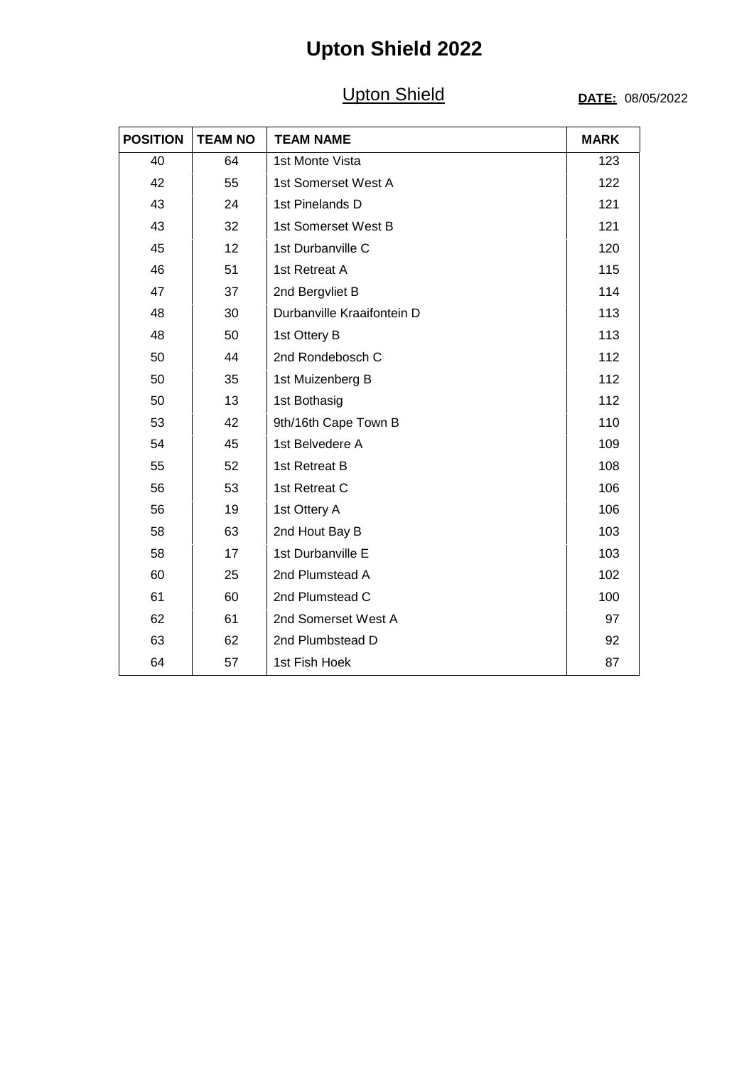# Upton Shield 2022

## Upton Shield

**DATE:** 08/05/2022

| POSITION | TEAM NO | TEAM NAME | MARK |
|---|---|---|---|
| 40 | 64 | 1st Monte Vista | 123 |
| 42 | 55 | 1st Somerset West A | 122 |
| 43 | 24 | 1st Pinelands D | 121 |
| 43 | 32 | 1st Somerset West B | 121 |
| 45 | 12 | 1st Durbanville C | 120 |
| 46 | 51 | 1st Retreat A | 115 |
| 47 | 37 | 2nd Bergvliet B | 114 |
| 48 | 30 | Durbanville Kraaifontein D | 113 |
| 48 | 50 | 1st Ottery B | 113 |
| 50 | 44 | 2nd Rondebosch C | 112 |
| 50 | 35 | 1st Muizenberg B | 112 |
| 50 | 13 | 1st Bothasig | 112 |
| 53 | 42 | 9th/16th Cape Town B | 110 |
| 54 | 45 | 1st Belvedere A | 109 |
| 55 | 52 | 1st Retreat B | 108 |
| 56 | 53 | 1st Retreat C | 106 |
| 56 | 19 | 1st Ottery A | 106 |
| 58 | 63 | 2nd Hout Bay B | 103 |
| 58 | 17 | 1st Durbanville E | 103 |
| 60 | 25 | 2nd Plumstead A | 102 |
| 61 | 60 | 2nd Plumstead C | 100 |
| 62 | 61 | 2nd Somerset West A | 97 |
| 63 | 62 | 2nd Plumbstead D | 92 |
| 64 | 57 | 1st Fish Hoek | 87 |